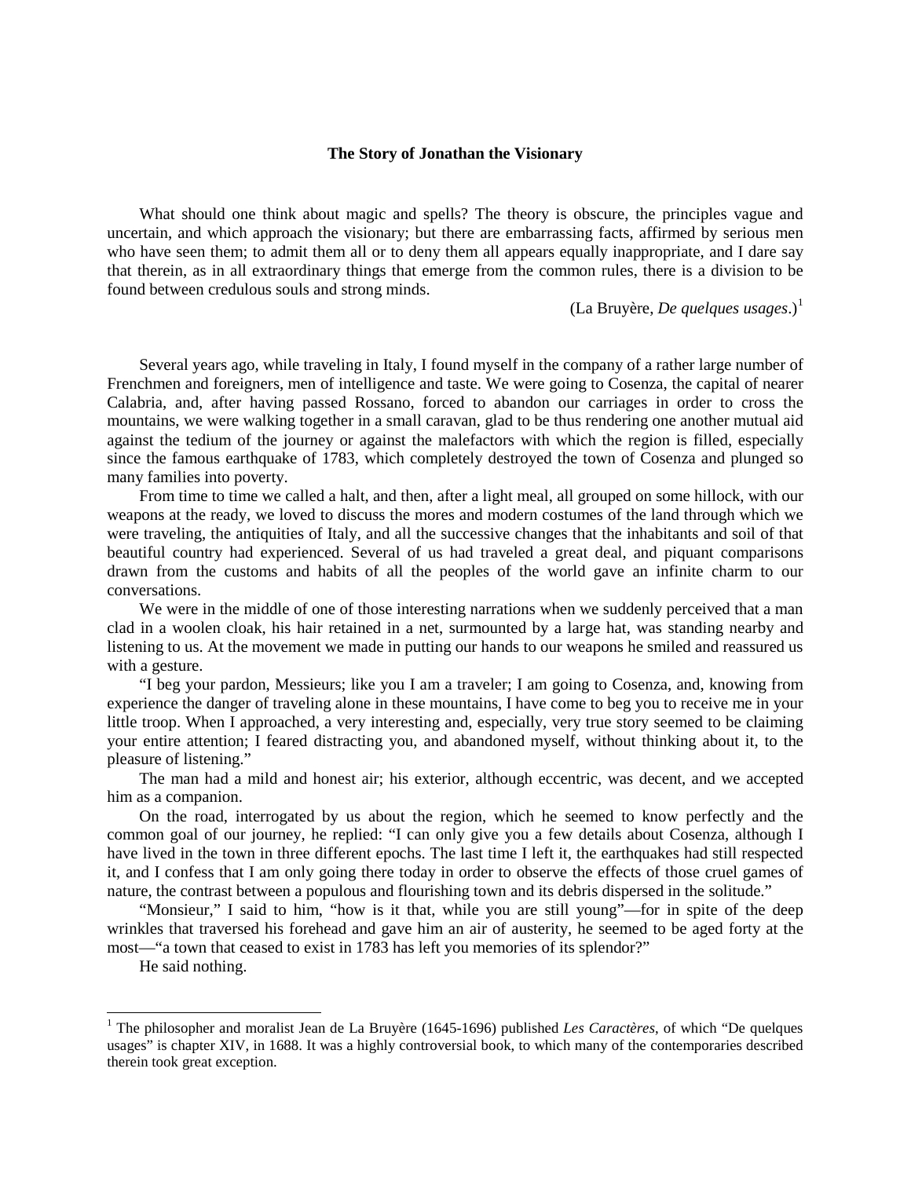# The Story of Jonathan the Visionary

What should one think about magic and spells? The theory is obscure, the principles vague and uncertain, and which approach the visionary; but there are embarrassing facts, affirmed by serious men who have seen them; to admit them all or to deny them all appears equally inappropriate, and I dare say that therein, as in all extraordinary things that emerge from the common rules, there is a division to be found between credulous souls and strong minds.

(La Bruyère, *De quelques usages*.)[1]

Several years ago, while traveling in Italy, I found myself in the company of a rather large number of Frenchmen and foreigners, men of intelligence and taste. We were going to Cosenza, the capital of nearer Calabria, and, after having passed Rossano, forced to abandon our carriages in order to cross the mountains, we were walking together in a small caravan, glad to be thus rendering one another mutual aid against the tedium of the journey or against the malefactors with which the region is filled, especially since the famous earthquake of 1783, which completely destroyed the town of Cosenza and plunged so many families into poverty.

From time to time we called a halt, and then, after a light meal, all grouped on some hillock, with our weapons at the ready, we loved to discuss the mores and modern costumes of the land through which we were traveling, the antiquities of Italy, and all the successive changes that the inhabitants and soil of that beautiful country had experienced. Several of us had traveled a great deal, and piquant comparisons drawn from the customs and habits of all the peoples of the world gave an infinite charm to our conversations.

We were in the middle of one of those interesting narrations when we suddenly perceived that a man clad in a woolen cloak, his hair retained in a net, surmounted by a large hat, was standing nearby and listening to us. At the movement we made in putting our hands to our weapons he smiled and reassured us with a gesture.

"I beg your pardon, Messieurs; like you I am a traveler; I am going to Cosenza, and, knowing from experience the danger of traveling alone in these mountains, I have come to beg you to receive me in your little troop. When I approached, a very interesting and, especially, very true story seemed to be claiming your entire attention; I feared distracting you, and abandoned myself, without thinking about it, to the pleasure of listening."

The man had a mild and honest air; his exterior, although eccentric, was decent, and we accepted him as a companion.

On the road, interrogated by us about the region, which he seemed to know perfectly and the common goal of our journey, he replied: "I can only give you a few details about Cosenza, although I have lived in the town in three different epochs. The last time I left it, the earthquakes had still respected it, and I confess that I am only going there today in order to observe the effects of those cruel games of nature, the contrast between a populous and flourishing town and its debris dispersed in the solitude."

"Monsieur," I said to him, "how is it that, while you are still young"—for in spite of the deep wrinkles that traversed his forehead and gave him an air of austerity, he seemed to be aged forty at the most—"a town that ceased to exist in 1783 has left you memories of its splendor?"

He said nothing.

---

[1] The philosopher and moralist Jean de La Bruyère (1645-1696) published *Les Caractères*, of which "De quelques usages" is chapter XIV, in 1688. It was a highly controversial book, to which many of the contemporaries described therein took great exception.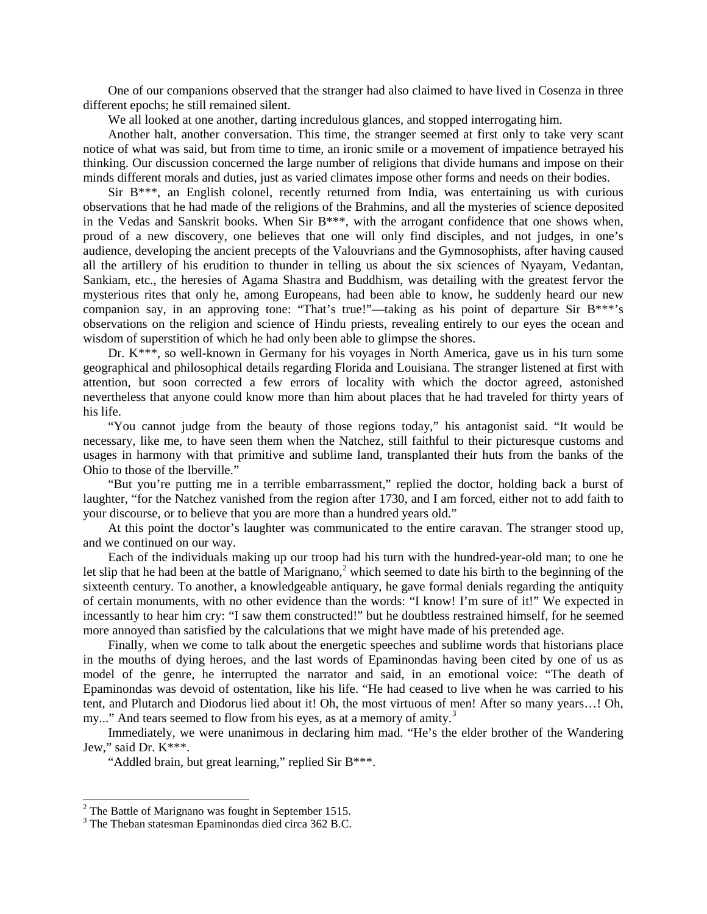One of our companions observed that the stranger had also claimed to have lived in Cosenza in three different epochs; he still remained silent.

We all looked at one another, darting incredulous glances, and stopped interrogating him.

Another halt, another conversation. This time, the stranger seemed at first only to take very scant notice of what was said, but from time to time, an ironic smile or a movement of impatience betrayed his thinking. Our discussion concerned the large number of religions that divide humans and impose on their minds different morals and duties, just as varied climates impose other forms and needs on their bodies.

Sir B***, an English colonel, recently returned from India, was entertaining us with curious observations that he had made of the religions of the Brahmins, and all the mysteries of science deposited in the Vedas and Sanskrit books. When Sir B***, with the arrogant confidence that one shows when, proud of a new discovery, one believes that one will only find disciples, and not judges, in one's audience, developing the ancient precepts of the Valouvrians and the Gymnosophists, after having caused all the artillery of his erudition to thunder in telling us about the six sciences of Nyayam, Vedantan, Sankiam, etc., the heresies of Agama Shastra and Buddhism, was detailing with the greatest fervor the mysterious rites that only he, among Europeans, had been able to know, he suddenly heard our new companion say, in an approving tone: "That's true!"—taking as his point of departure Sir B***'s observations on the religion and science of Hindu priests, revealing entirely to our eyes the ocean and wisdom of superstition of which he had only been able to glimpse the shores.

Dr. K***, so well-known in Germany for his voyages in North America, gave us in his turn some geographical and philosophical details regarding Florida and Louisiana. The stranger listened at first with attention, but soon corrected a few errors of locality with which the doctor agreed, astonished nevertheless that anyone could know more than him about places that he had traveled for thirty years of his life.

"You cannot judge from the beauty of those regions today," his antagonist said. "It would be necessary, like me, to have seen them when the Natchez, still faithful to their picturesque customs and usages in harmony with that primitive and sublime land, transplanted their huts from the banks of the Ohio to those of the Iberville."

"But you're putting me in a terrible embarrassment," replied the doctor, holding back a burst of laughter, "for the Natchez vanished from the region after 1730, and I am forced, either not to add faith to your discourse, or to believe that you are more than a hundred years old."

At this point the doctor's laughter was communicated to the entire caravan. The stranger stood up, and we continued on our way.

Each of the individuals making up our troop had his turn with the hundred-year-old man; to one he let slip that he had been at the battle of Marignano,[2] which seemed to date his birth to the beginning of the sixteenth century. To another, a knowledgeable antiquary, he gave formal denials regarding the antiquity of certain monuments, with no other evidence than the words: "I know! I'm sure of it!" We expected incessantly to hear him cry: "I saw them constructed!" but he doubtless restrained himself, for he seemed more annoyed than satisfied by the calculations that we might have made of his pretended age.

Finally, when we come to talk about the energetic speeches and sublime words that historians place in the mouths of dying heroes, and the last words of Epaminondas having been cited by one of us as model of the genre, he interrupted the narrator and said, in an emotional voice: "The death of Epaminondas was devoid of ostentation, like his life. "He had ceased to live when he was carried to his tent, and Plutarch and Diodorus lied about it! Oh, the most virtuous of men! After so many years…! Oh, my..." And tears seemed to flow from his eyes, as at a memory of amity.[3]

Immediately, we were unanimous in declaring him mad. "He's the elder brother of the Wandering Jew," said Dr. K***.

"Addled brain, but great learning," replied Sir B***.

---

[2] The Battle of Marignano was fought in September 1515.

[3] The Theban statesman Epaminondas died circa 362 B.C.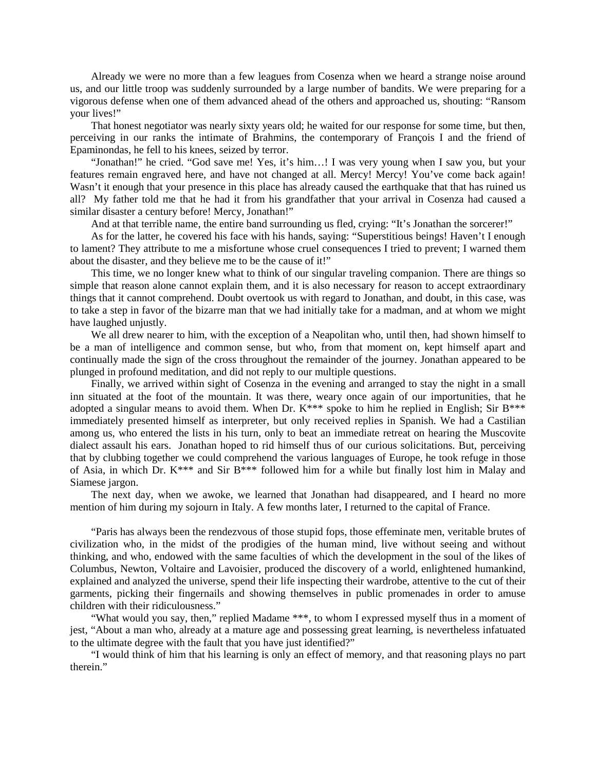Already we were no more than a few leagues from Cosenza when we heard a strange noise around us, and our little troop was suddenly surrounded by a large number of bandits. We were preparing for a vigorous defense when one of them advanced ahead of the others and approached us, shouting: "Ransom your lives!"

That honest negotiator was nearly sixty years old; he waited for our response for some time, but then, perceiving in our ranks the intimate of Brahmins, the contemporary of François I and the friend of Epaminondas, he fell to his knees, seized by terror.

"Jonathan!" he cried. "God save me! Yes, it's him…! I was very young when I saw you, but your features remain engraved here, and have not changed at all. Mercy! Mercy! You've come back again! Wasn't it enough that your presence in this place has already caused the earthquake that that has ruined us all? My father told me that he had it from his grandfather that your arrival in Cosenza had caused a similar disaster a century before! Mercy, Jonathan!"

And at that terrible name, the entire band surrounding us fled, crying: "It's Jonathan the sorcerer!"

As for the latter, he covered his face with his hands, saying: "Superstitious beings! Haven't I enough to lament? They attribute to me a misfortune whose cruel consequences I tried to prevent; I warned them about the disaster, and they believe me to be the cause of it!"

This time, we no longer knew what to think of our singular traveling companion. There are things so simple that reason alone cannot explain them, and it is also necessary for reason to accept extraordinary things that it cannot comprehend. Doubt overtook us with regard to Jonathan, and doubt, in this case, was to take a step in favor of the bizarre man that we had initially take for a madman, and at whom we might have laughed unjustly.

We all drew nearer to him, with the exception of a Neapolitan who, until then, had shown himself to be a man of intelligence and common sense, but who, from that moment on, kept himself apart and continually made the sign of the cross throughout the remainder of the journey. Jonathan appeared to be plunged in profound meditation, and did not reply to our multiple questions.

Finally, we arrived within sight of Cosenza in the evening and arranged to stay the night in a small inn situated at the foot of the mountain. It was there, weary once again of our importunities, that he adopted a singular means to avoid them. When Dr. K*** spoke to him he replied in English; Sir B*** immediately presented himself as interpreter, but only received replies in Spanish. We had a Castilian among us, who entered the lists in his turn, only to beat an immediate retreat on hearing the Muscovite dialect assault his ears. Jonathan hoped to rid himself thus of our curious solicitations. But, perceiving that by clubbing together we could comprehend the various languages of Europe, he took refuge in those of Asia, in which Dr. K*** and Sir B*** followed him for a while but finally lost him in Malay and Siamese jargon.

The next day, when we awoke, we learned that Jonathan had disappeared, and I heard no more mention of him during my sojourn in Italy. A few months later, I returned to the capital of France.

"Paris has always been the rendezvous of those stupid fops, those effeminate men, veritable brutes of civilization who, in the midst of the prodigies of the human mind, live without seeing and without thinking, and who, endowed with the same faculties of which the development in the soul of the likes of Columbus, Newton, Voltaire and Lavoisier, produced the discovery of a world, enlightened humankind, explained and analyzed the universe, spend their life inspecting their wardrobe, attentive to the cut of their garments, picking their fingernails and showing themselves in public promenades in order to amuse children with their ridiculousness."

"What would you say, then," replied Madame ***, to whom I expressed myself thus in a moment of jest, "About a man who, already at a mature age and possessing great learning, is nevertheless infatuated to the ultimate degree with the fault that you have just identified?"

"I would think of him that his learning is only an effect of memory, and that reasoning plays no part therein."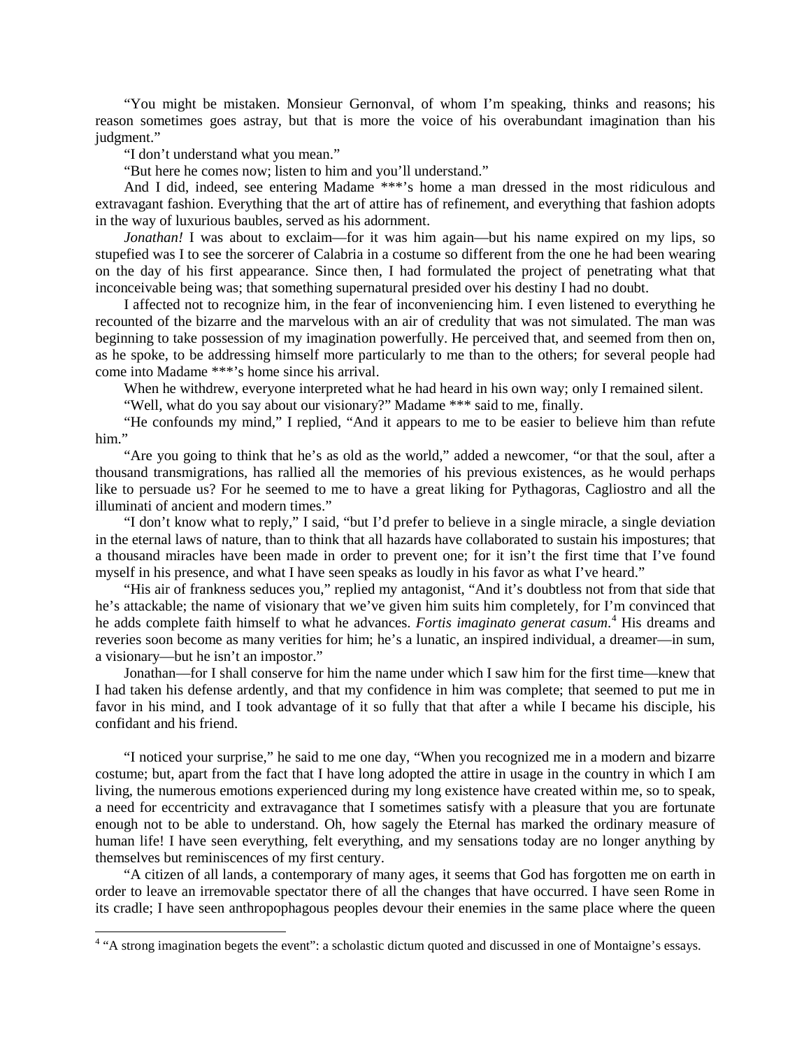"You might be mistaken. Monsieur Gernonval, of whom I'm speaking, thinks and reasons; his reason sometimes goes astray, but that is more the voice of his overabundant imagination than his judgment."

"I don't understand what you mean."

"But here he comes now; listen to him and you'll understand."

And I did, indeed, see entering Madame ***'s home a man dressed in the most ridiculous and extravagant fashion. Everything that the art of attire has of refinement, and everything that fashion adopts in the way of luxurious baubles, served as his adornment.

*Jonathan!* I was about to exclaim—for it was him again—but his name expired on my lips, so stupefied was I to see the sorcerer of Calabria in a costume so different from the one he had been wearing on the day of his first appearance. Since then, I had formulated the project of penetrating what that inconceivable being was; that something supernatural presided over his destiny I had no doubt.

I affected not to recognize him, in the fear of inconveniencing him. I even listened to everything he recounted of the bizarre and the marvelous with an air of credulity that was not simulated. The man was beginning to take possession of my imagination powerfully. He perceived that, and seemed from then on, as he spoke, to be addressing himself more particularly to me than to the others; for several people had come into Madame ***'s home since his arrival.

When he withdrew, everyone interpreted what he had heard in his own way; only I remained silent.

"Well, what do you say about our visionary?" Madame *** said to me, finally.

"He confounds my mind," I replied, "And it appears to me to be easier to believe him than refute him."

"Are you going to think that he's as old as the world," added a newcomer, "or that the soul, after a thousand transmigrations, has rallied all the memories of his previous existences, as he would perhaps like to persuade us? For he seemed to me to have a great liking for Pythagoras, Cagliostro and all the illuminati of ancient and modern times."

"I don't know what to reply," I said, "but I'd prefer to believe in a single miracle, a single deviation in the eternal laws of nature, than to think that all hazards have collaborated to sustain his impostures; that a thousand miracles have been made in order to prevent one; for it isn't the first time that I've found myself in his presence, and what I have seen speaks as loudly in his favor as what I've heard."

"His air of frankness seduces you," replied my antagonist, "And it's doubtless not from that side that he's attackable; the name of visionary that we've given him suits him completely, for I'm convinced that he adds complete faith himself to what he advances. *Fortis imaginato generat casum*.[4] His dreams and reveries soon become as many verities for him; he's a lunatic, an inspired individual, a dreamer—in sum, a visionary—but he isn't an impostor."

Jonathan—for I shall conserve for him the name under which I saw him for the first time—knew that I had taken his defense ardently, and that my confidence in him was complete; that seemed to put me in favor in his mind, and I took advantage of it so fully that that after a while I became his disciple, his confidant and his friend.

"I noticed your surprise," he said to me one day, "When you recognized me in a modern and bizarre costume; but, apart from the fact that I have long adopted the attire in usage in the country in which I am living, the numerous emotions experienced during my long existence have created within me, so to speak, a need for eccentricity and extravagance that I sometimes satisfy with a pleasure that you are fortunate enough not to be able to understand. Oh, how sagely the Eternal has marked the ordinary measure of human life! I have seen everything, felt everything, and my sensations today are no longer anything by themselves but reminiscences of my first century.

"A citizen of all lands, a contemporary of many ages, it seems that God has forgotten me on earth in order to leave an irremovable spectator there of all the changes that have occurred. I have seen Rome in its cradle; I have seen anthropophagous peoples devour their enemies in the same place where the queen

[4] "A strong imagination begets the event": a scholastic dictum quoted and discussed in one of Montaigne's essays.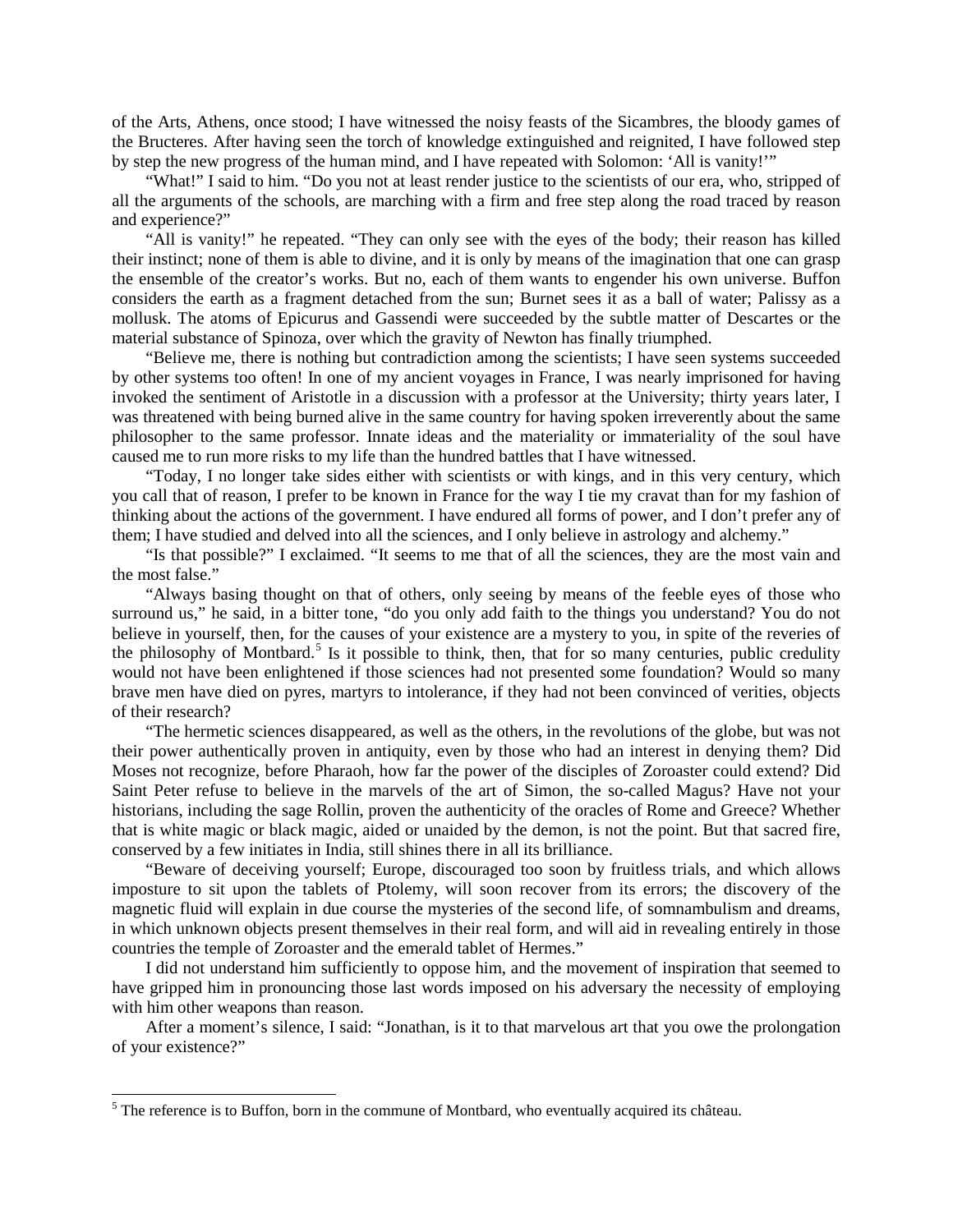of the Arts, Athens, once stood; I have witnessed the noisy feasts of the Sicambres, the bloody games of the Bructeres. After having seen the torch of knowledge extinguished and reignited, I have followed step by step the new progress of the human mind, and I have repeated with Solomon: 'All is vanity!'"

"What!" I said to him. "Do you not at least render justice to the scientists of our era, who, stripped of all the arguments of the schools, are marching with a firm and free step along the road traced by reason and experience?"

"All is vanity!" he repeated. "They can only see with the eyes of the body; their reason has killed their instinct; none of them is able to divine, and it is only by means of the imagination that one can grasp the ensemble of the creator's works. But no, each of them wants to engender his own universe. Buffon considers the earth as a fragment detached from the sun; Burnet sees it as a ball of water; Palissy as a mollusk. The atoms of Epicurus and Gassendi were succeeded by the subtle matter of Descartes or the material substance of Spinoza, over which the gravity of Newton has finally triumphed.

"Believe me, there is nothing but contradiction among the scientists; I have seen systems succeeded by other systems too often! In one of my ancient voyages in France, I was nearly imprisoned for having invoked the sentiment of Aristotle in a discussion with a professor at the University; thirty years later, I was threatened with being burned alive in the same country for having spoken irreverently about the same philosopher to the same professor. Innate ideas and the materiality or immateriality of the soul have caused me to run more risks to my life than the hundred battles that I have witnessed.

"Today, I no longer take sides either with scientists or with kings, and in this very century, which you call that of reason, I prefer to be known in France for the way I tie my cravat than for my fashion of thinking about the actions of the government. I have endured all forms of power, and I don't prefer any of them; I have studied and delved into all the sciences, and I only believe in astrology and alchemy."

"Is that possible?" I exclaimed. "It seems to me that of all the sciences, they are the most vain and the most false."

"Always basing thought on that of others, only seeing by means of the feeble eyes of those who surround us," he said, in a bitter tone, "do you only add faith to the things you understand? You do not believe in yourself, then, for the causes of your existence are a mystery to you, in spite of the reveries of the philosophy of Montbard.[5] Is it possible to think, then, that for so many centuries, public credulity would not have been enlightened if those sciences had not presented some foundation? Would so many brave men have died on pyres, martyrs to intolerance, if they had not been convinced of verities, objects of their research?

"The hermetic sciences disappeared, as well as the others, in the revolutions of the globe, but was not their power authentically proven in antiquity, even by those who had an interest in denying them? Did Moses not recognize, before Pharaoh, how far the power of the disciples of Zoroaster could extend? Did Saint Peter refuse to believe in the marvels of the art of Simon, the so-called Magus? Have not your historians, including the sage Rollin, proven the authenticity of the oracles of Rome and Greece? Whether that is white magic or black magic, aided or unaided by the demon, is not the point. But that sacred fire, conserved by a few initiates in India, still shines there in all its brilliance.

"Beware of deceiving yourself; Europe, discouraged too soon by fruitless trials, and which allows imposture to sit upon the tablets of Ptolemy, will soon recover from its errors; the discovery of the magnetic fluid will explain in due course the mysteries of the second life, of somnambulism and dreams, in which unknown objects present themselves in their real form, and will aid in revealing entirely in those countries the temple of Zoroaster and the emerald tablet of Hermes."

I did not understand him sufficiently to oppose him, and the movement of inspiration that seemed to have gripped him in pronouncing those last words imposed on his adversary the necessity of employing with him other weapons than reason.

After a moment's silence, I said: "Jonathan, is it to that marvelous art that you owe the prolongation of your existence?"

[5] The reference is to Buffon, born in the commune of Montbard, who eventually acquired its château.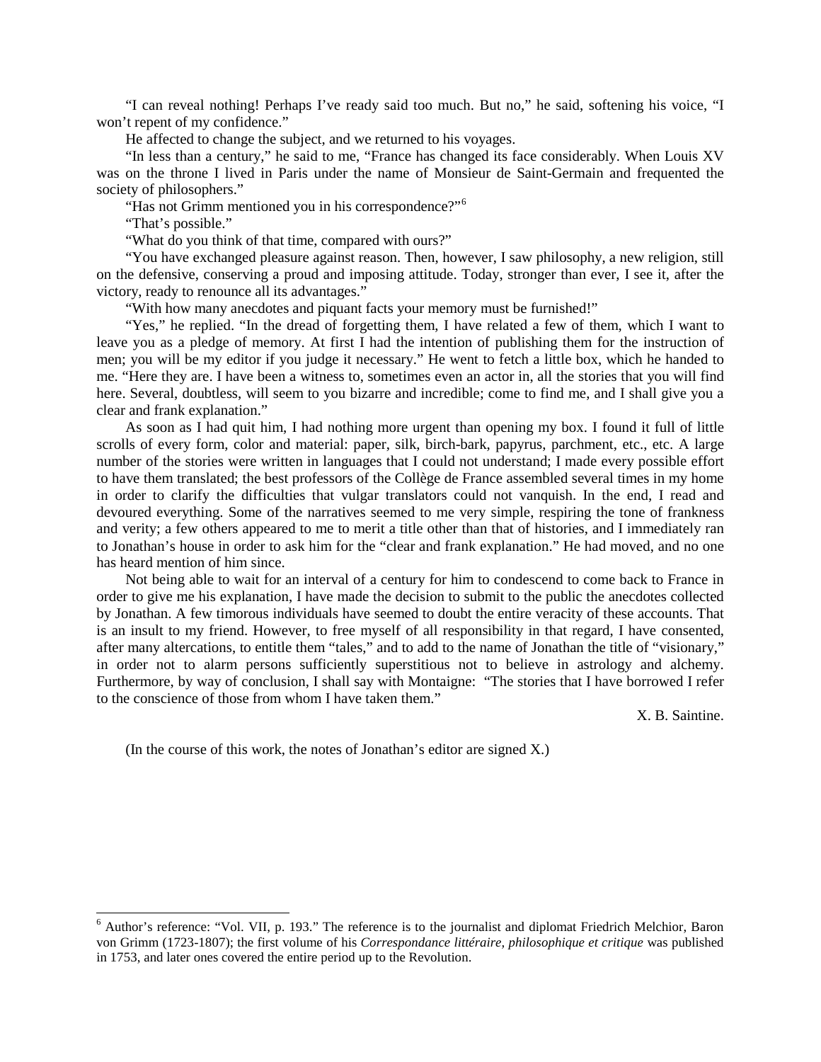"I can reveal nothing! Perhaps I've ready said too much. But no," he said, softening his voice, "I won't repent of my confidence."

He affected to change the subject, and we returned to his voyages.

"In less than a century," he said to me, "France has changed its face considerably. When Louis XV was on the throne I lived in Paris under the name of Monsieur de Saint-Germain and frequented the society of philosophers."

"Has not Grimm mentioned you in his correspondence?"[6]

"That's possible."

"What do you think of that time, compared with ours?"

"You have exchanged pleasure against reason. Then, however, I saw philosophy, a new religion, still on the defensive, conserving a proud and imposing attitude. Today, stronger than ever, I see it, after the victory, ready to renounce all its advantages."

"With how many anecdotes and piquant facts your memory must be furnished!"

"Yes," he replied. "In the dread of forgetting them, I have related a few of them, which I want to leave you as a pledge of memory. At first I had the intention of publishing them for the instruction of men; you will be my editor if you judge it necessary." He went to fetch a little box, which he handed to me. "Here they are. I have been a witness to, sometimes even an actor in, all the stories that you will find here. Several, doubtless, will seem to you bizarre and incredible; come to find me, and I shall give you a clear and frank explanation."

As soon as I had quit him, I had nothing more urgent than opening my box. I found it full of little scrolls of every form, color and material: paper, silk, birch-bark, papyrus, parchment, etc., etc. A large number of the stories were written in languages that I could not understand; I made every possible effort to have them translated; the best professors of the Collège de France assembled several times in my home in order to clarify the difficulties that vulgar translators could not vanquish. In the end, I read and devoured everything. Some of the narratives seemed to me very simple, respiring the tone of frankness and verity; a few others appeared to me to merit a title other than that of histories, and I immediately ran to Jonathan's house in order to ask him for the "clear and frank explanation." He had moved, and no one has heard mention of him since.

Not being able to wait for an interval of a century for him to condescend to come back to France in order to give me his explanation, I have made the decision to submit to the public the anecdotes collected by Jonathan. A few timorous individuals have seemed to doubt the entire veracity of these accounts. That is an insult to my friend. However, to free myself of all responsibility in that regard, I have consented, after many altercations, to entitle them "tales," and to add to the name of Jonathan the title of "visionary," in order not to alarm persons sufficiently superstitious not to believe in astrology and alchemy. Furthermore, by way of conclusion, I shall say with Montaigne: "The stories that I have borrowed I refer to the conscience of those from whom I have taken them."

X. B. Saintine.

(In the course of this work, the notes of Jonathan's editor are signed X.)

---

[6] Author's reference: "Vol. VII, p. 193." The reference is to the journalist and diplomat Friedrich Melchior, Baron von Grimm (1723-1807); the first volume of his *Correspondance littéraire, philosophique et critique* was published in 1753, and later ones covered the entire period up to the Revolution.